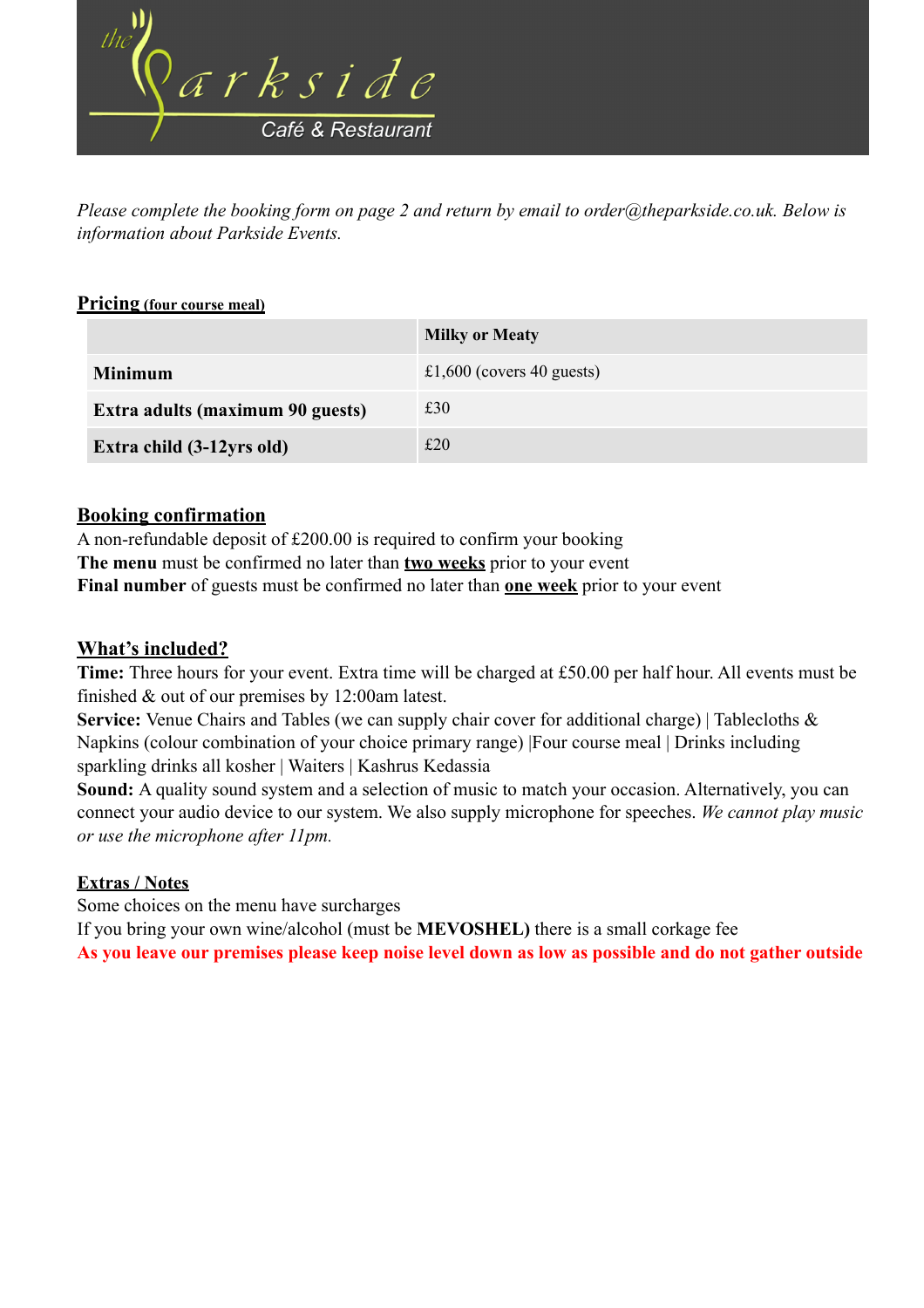# the Parkside

Café & Restaurant

*Please complete the booking form on page 2 and return by email to order@theparkside.co.uk. Below is information about Parkside Events.*

## Pricing (four course meal)

| | **Milky or Meaty** |
|---|---|
| **Minimum** | £1,600 (covers 40 guests) |
| **Extra adults (maximum 90 guests)** | £30 |
| **Extra child (3-12yrs old)** | £20 |

## Booking confirmation

A non-refundable deposit of £200.00 is required to confirm your booking
**The menu** must be confirmed no later than **two weeks** prior to your event
**Final number** of guests must be confirmed no later than **one week** prior to your event

## What's included?

**Time:** Three hours for your event. Extra time will be charged at £50.00 per half hour. All events must be finished & out of our premises by 12:00am latest.
**Service:** Venue Chairs and Tables (we can supply chair cover for additional charge) | Tablecloths & Napkins (colour combination of your choice primary range) |Four course meal | Drinks including sparkling drinks all kosher | Waiters | Kashrus Kedassia
**Sound:** A quality sound system and a selection of music to match your occasion. Alternatively, you can connect your audio device to our system. We also supply microphone for speeches. *We cannot play music or use the microphone after 11pm.*

## Extras / Notes

Some choices on the menu have surcharges
If you bring your own wine/alcohol (must be **MEVOSHEL)** there is a small corkage fee
**As you leave our premises please keep noise level down as low as possible and do not gather outside**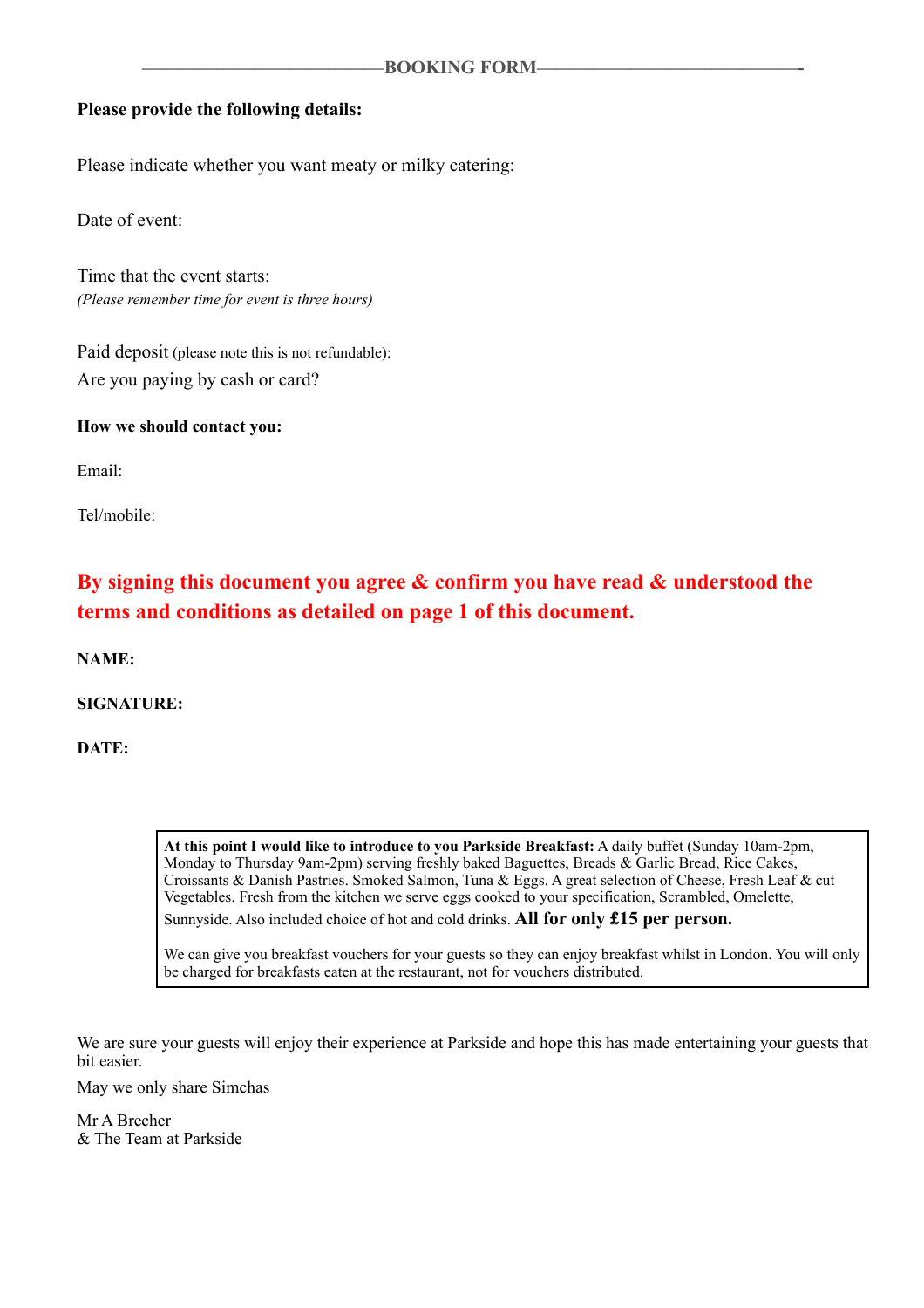## BOOKING FORM

**Please provide the following details:**

Please indicate whether you want meaty or milky catering:

Date of event:

Time that the event starts:
*(Please remember time for event is three hours)*

Paid deposit (please note this is not refundable):
Are you paying by cash or card?

**How we should contact you:**

Email:

Tel/mobile:

**By signing this document you agree & confirm you have read & understood the terms and conditions as detailed on page 1 of this document.**

**NAME:**

**SIGNATURE:**

**DATE:**

**At this point I would like to introduce to you Parkside Breakfast:** A daily buffet (Sunday 10am-2pm, Monday to Thursday 9am-2pm) serving freshly baked Baguettes, Breads & Garlic Bread, Rice Cakes, Croissants & Danish Pastries. Smoked Salmon, Tuna & Eggs. A great selection of Cheese, Fresh Leaf & cut Vegetables. Fresh from the kitchen we serve eggs cooked to your specification, Scrambled, Omelette, Sunnyside. Also included choice of hot and cold drinks. **All for only £15 per person.**

We can give you breakfast vouchers for your guests so they can enjoy breakfast whilst in London. You will only be charged for breakfasts eaten at the restaurant, not for vouchers distributed.

We are sure your guests will enjoy their experience at Parkside and hope this has made entertaining your guests that bit easier.

May we only share Simchas

Mr A Brecher
& The Team at Parkside